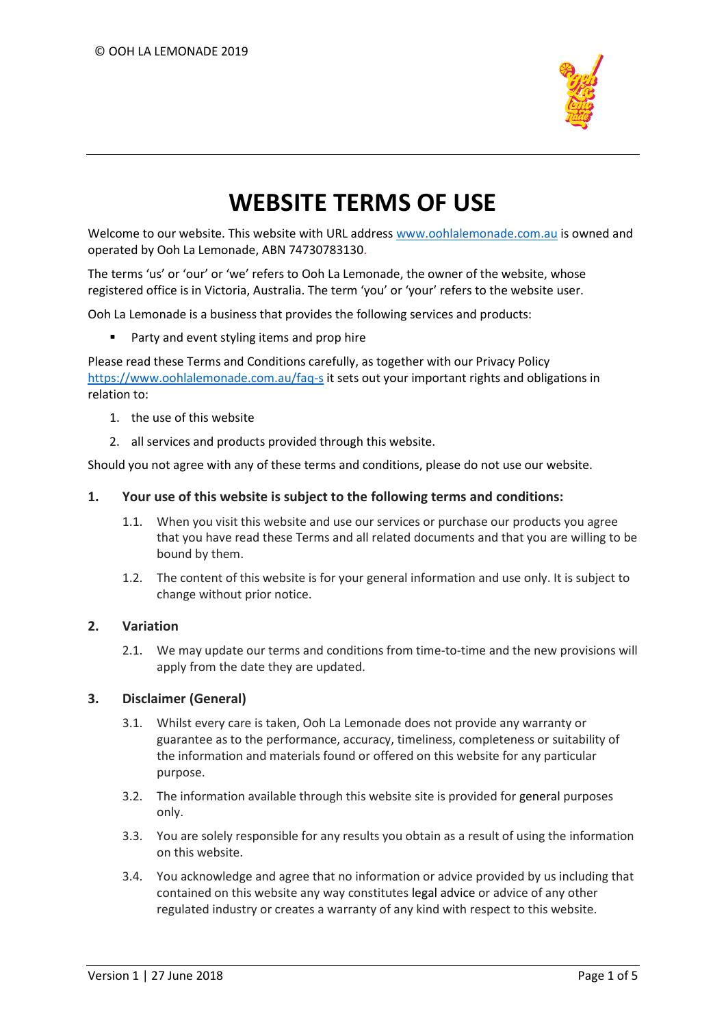© OOH LA LEMONADE 2019

# WEBSITE TERMS OF USE

Welcome to our website. This website with URL address www.oohlalemonade.com.au is owned and operated by Ooh La Lemonade, ABN 74730783130.

The terms 'us' or 'our' or 'we' refers to Ooh La Lemonade, the owner of the website, whose registered office is in Victoria, Australia. The term 'you' or 'your' refers to the website user.

Ooh La Lemonade is a business that provides the following services and products:

- Party and event styling items and prop hire

Please read these Terms and Conditions carefully, as together with our Privacy Policy https://www.oohlalemonade.com.au/faq-s it sets out your important rights and obligations in relation to:

1. the use of this website
2. all services and products provided through this website.

Should you not agree with any of these terms and conditions, please do not use our website.

## 1. Your use of this website is subject to the following terms and conditions:

1.1. When you visit this website and use our services or purchase our products you agree that you have read these Terms and all related documents and that you are willing to be bound by them.

1.2. The content of this website is for your general information and use only. It is subject to change without prior notice.

## 2. Variation

2.1. We may update our terms and conditions from time-to-time and the new provisions will apply from the date they are updated.

## 3. Disclaimer (General)

3.1. Whilst every care is taken, Ooh La Lemonade does not provide any warranty or guarantee as to the performance, accuracy, timeliness, completeness or suitability of the information and materials found or offered on this website for any particular purpose.

3.2. The information available through this website site is provided for general purposes only.

3.3. You are solely responsible for any results you obtain as a result of using the information on this website.

3.4. You acknowledge and agree that no information or advice provided by us including that contained on this website any way constitutes legal advice or advice of any other regulated industry or creates a warranty of any kind with respect to this website.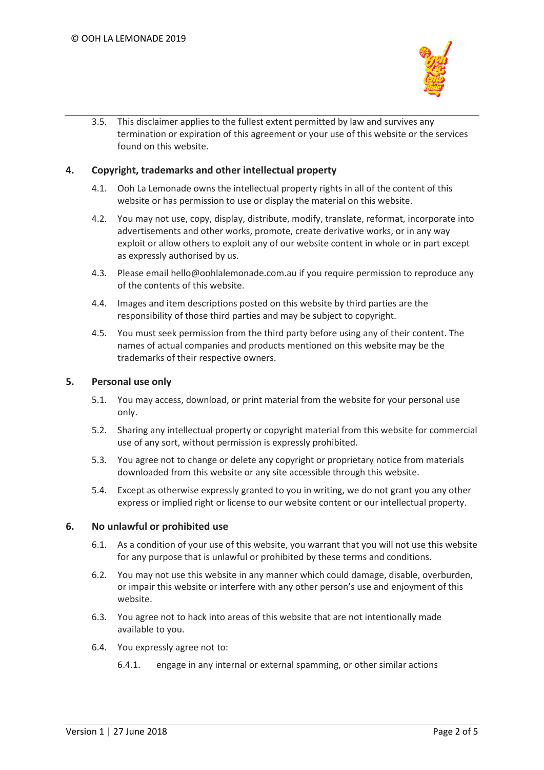3.5. This disclaimer applies to the fullest extent permitted by law and survives any termination or expiration of this agreement or your use of this website or the services found on this website.

## 4. Copyright, trademarks and other intellectual property

4.1. Ooh La Lemonade owns the intellectual property rights in all of the content of this website or has permission to use or display the material on this website.

4.2. You may not use, copy, display, distribute, modify, translate, reformat, incorporate into advertisements and other works, promote, create derivative works, or in any way exploit or allow others to exploit any of our website content in whole or in part except as expressly authorised by us.

4.3. Please email hello@oohlalemonade.com.au if you require permission to reproduce any of the contents of this website.

4.4. Images and item descriptions posted on this website by third parties are the responsibility of those third parties and may be subject to copyright.

4.5. You must seek permission from the third party before using any of their content. The names of actual companies and products mentioned on this website may be the trademarks of their respective owners.

## 5. Personal use only

5.1. You may access, download, or print material from the website for your personal use only.

5.2. Sharing any intellectual property or copyright material from this website for commercial use of any sort, without permission is expressly prohibited.

5.3. You agree not to change or delete any copyright or proprietary notice from materials downloaded from this website or any site accessible through this website.

5.4. Except as otherwise expressly granted to you in writing, we do not grant you any other express or implied right or license to our website content or our intellectual property.

## 6. No unlawful or prohibited use

6.1. As a condition of your use of this website, you warrant that you will not use this website for any purpose that is unlawful or prohibited by these terms and conditions.

6.2. You may not use this website in any manner which could damage, disable, overburden, or impair this website or interfere with any other person's use and enjoyment of this website.

6.3. You agree not to hack into areas of this website that are not intentionally made available to you.

6.4. You expressly agree not to:

6.4.1. engage in any internal or external spamming, or other similar actions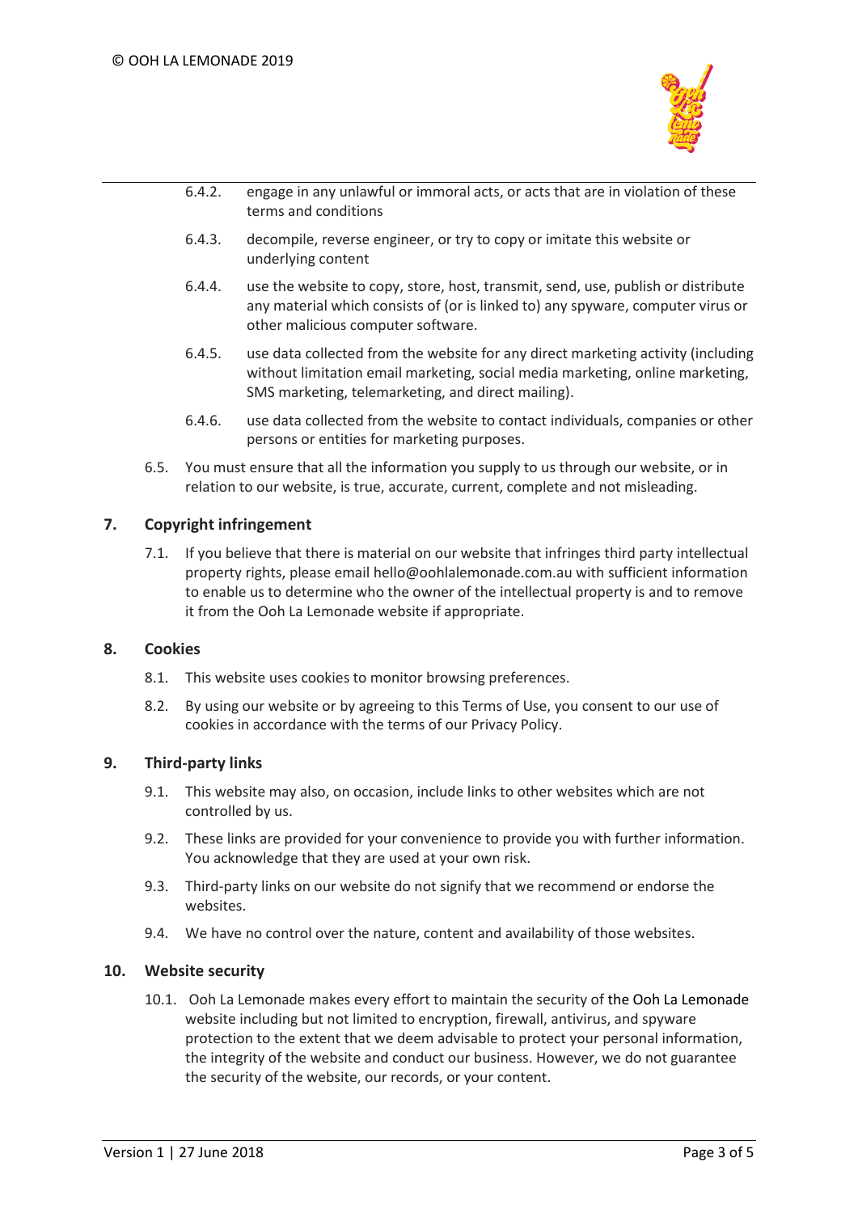6.4.2. engage in any unlawful or immoral acts, or acts that are in violation of these terms and conditions

6.4.3. decompile, reverse engineer, or try to copy or imitate this website or underlying content

6.4.4. use the website to copy, store, host, transmit, send, use, publish or distribute any material which consists of (or is linked to) any spyware, computer virus or other malicious computer software.

6.4.5. use data collected from the website for any direct marketing activity (including without limitation email marketing, social media marketing, online marketing, SMS marketing, telemarketing, and direct mailing).

6.4.6. use data collected from the website to contact individuals, companies or other persons or entities for marketing purposes.

6.5. You must ensure that all the information you supply to us through our website, or in relation to our website, is true, accurate, current, complete and not misleading.

## 7. Copyright infringement

7.1. If you believe that there is material on our website that infringes third party intellectual property rights, please email hello@oohlalemonade.com.au with sufficient information to enable us to determine who the owner of the intellectual property is and to remove it from the Ooh La Lemonade website if appropriate.

## 8. Cookies

8.1. This website uses cookies to monitor browsing preferences.

8.2. By using our website or by agreeing to this Terms of Use, you consent to our use of cookies in accordance with the terms of our Privacy Policy.

## 9. Third-party links

9.1. This website may also, on occasion, include links to other websites which are not controlled by us.

9.2. These links are provided for your convenience to provide you with further information. You acknowledge that they are used at your own risk.

9.3. Third-party links on our website do not signify that we recommend or endorse the websites.

9.4. We have no control over the nature, content and availability of those websites.

## 10. Website security

10.1. Ooh La Lemonade makes every effort to maintain the security of the Ooh La Lemonade website including but not limited to encryption, firewall, antivirus, and spyware protection to the extent that we deem advisable to protect your personal information, the integrity of the website and conduct our business. However, we do not guarantee the security of the website, our records, or your content.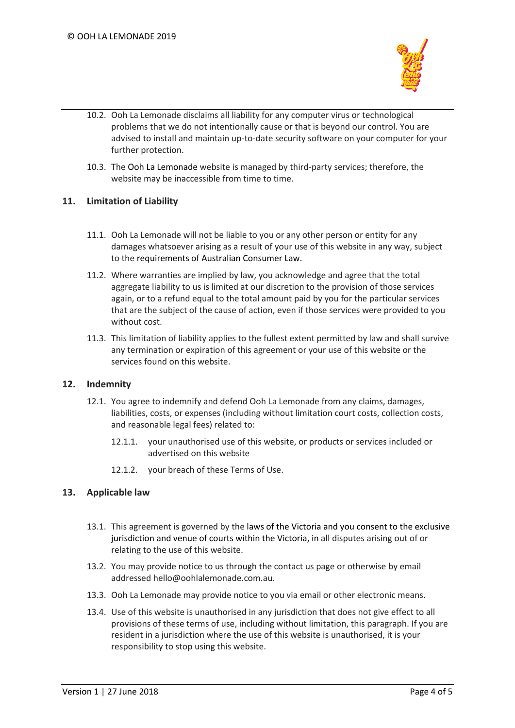10.2. Ooh La Lemonade disclaims all liability for any computer virus or technological problems that we do not intentionally cause or that is beyond our control. You are advised to install and maintain up-to-date security software on your computer for your further protection.

10.3. The Ooh La Lemonade website is managed by third-party services; therefore, the website may be inaccessible from time to time.

## 11. Limitation of Liability

11.1. Ooh La Lemonade will not be liable to you or any other person or entity for any damages whatsoever arising as a result of your use of this website in any way, subject to the requirements of Australian Consumer Law.

11.2. Where warranties are implied by law, you acknowledge and agree that the total aggregate liability to us is limited at our discretion to the provision of those services again, or to a refund equal to the total amount paid by you for the particular services that are the subject of the cause of action, even if those services were provided to you without cost.

11.3. This limitation of liability applies to the fullest extent permitted by law and shall survive any termination or expiration of this agreement or your use of this website or the services found on this website.

## 12. Indemnity

12.1. You agree to indemnify and defend Ooh La Lemonade from any claims, damages, liabilities, costs, or expenses (including without limitation court costs, collection costs, and reasonable legal fees) related to:

12.1.1. your unauthorised use of this website, or products or services included or advertised on this website

12.1.2. your breach of these Terms of Use.

## 13. Applicable law

13.1. This agreement is governed by the laws of the Victoria and you consent to the exclusive jurisdiction and venue of courts within the Victoria, in all disputes arising out of or relating to the use of this website.

13.2. You may provide notice to us through the contact us page or otherwise by email addressed hello@oohlalemonade.com.au.

13.3. Ooh La Lemonade may provide notice to you via email or other electronic means.

13.4. Use of this website is unauthorised in any jurisdiction that does not give effect to all provisions of these terms of use, including without limitation, this paragraph. If you are resident in a jurisdiction where the use of this website is unauthorised, it is your responsibility to stop using this website.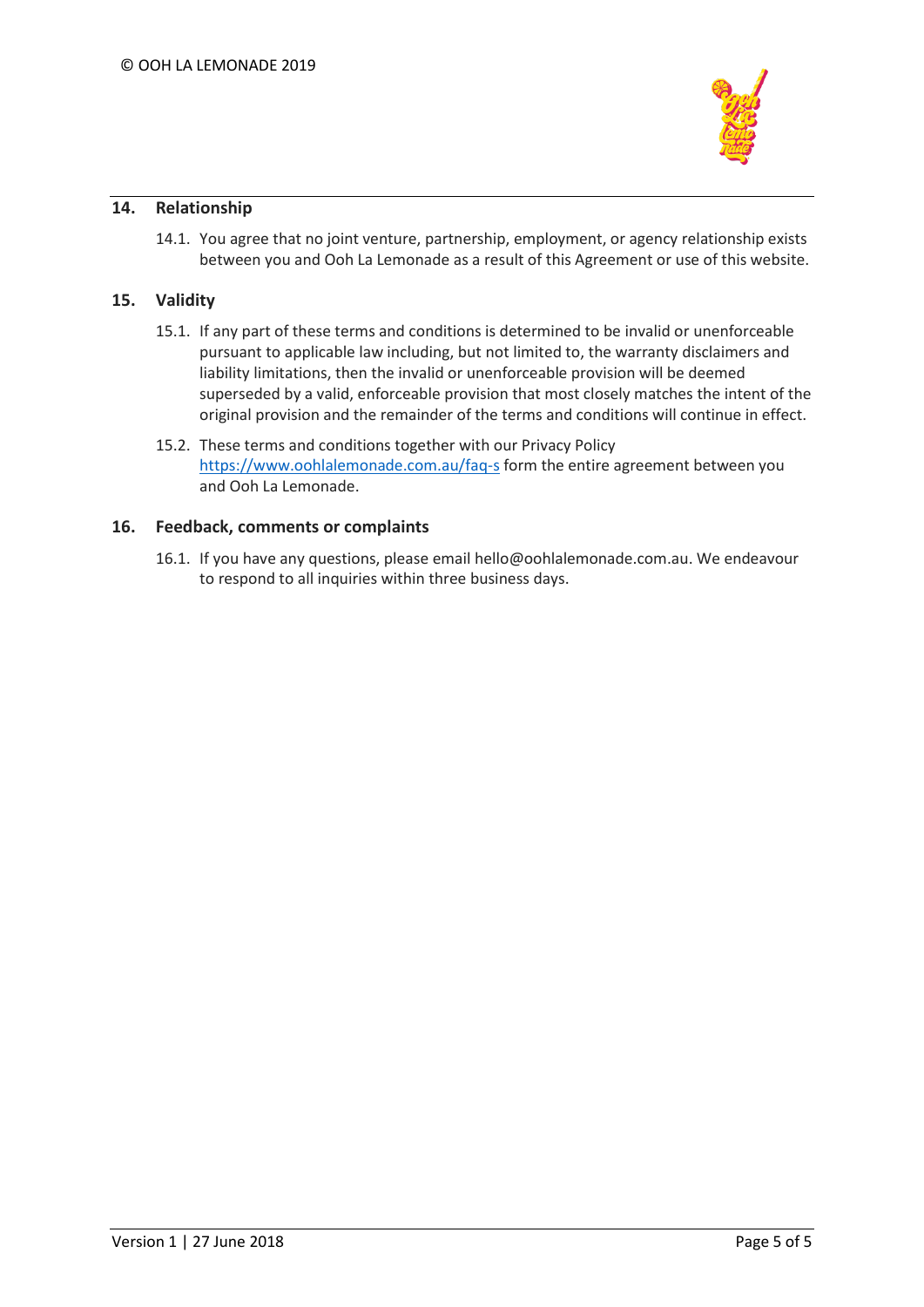## 14. Relationship

14.1. You agree that no joint venture, partnership, employment, or agency relationship exists between you and Ooh La Lemonade as a result of this Agreement or use of this website.

## 15. Validity

15.1. If any part of these terms and conditions is determined to be invalid or unenforceable pursuant to applicable law including, but not limited to, the warranty disclaimers and liability limitations, then the invalid or unenforceable provision will be deemed superseded by a valid, enforceable provision that most closely matches the intent of the original provision and the remainder of the terms and conditions will continue in effect.

15.2. These terms and conditions together with our Privacy Policy https://www.oohlalemonade.com.au/faq-s form the entire agreement between you and Ooh La Lemonade.

## 16. Feedback, comments or complaints

16.1. If you have any questions, please email hello@oohlalemonade.com.au. We endeavour to respond to all inquiries within three business days.